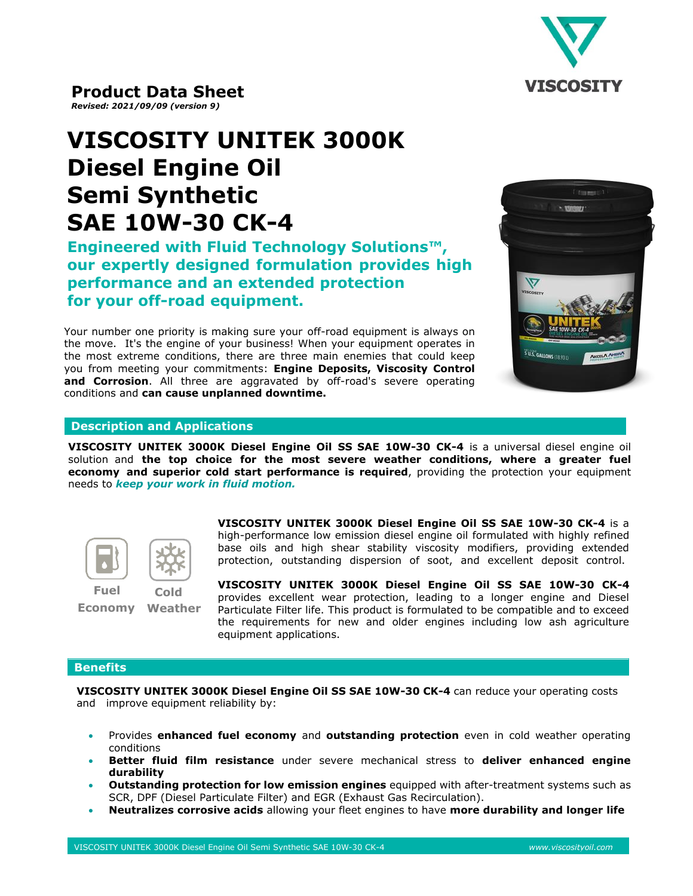## Product Data Sheet

***Revised: 2021/09/09 (version 9)***

# VISCOSITY UNITEK 3000K Diesel Engine Oil Semi Synthetic SAE 10W-30 CK-4

### Engineered with Fluid Technology Solutions™, our expertly designed formulation provides high performance and an extended protection for your off-road equipment.

Your number one priority is making sure your off-road equipment is always on the move. It's the engine of your business! When your equipment operates in the most extreme conditions, there are three main enemies that could keep you from meeting your commitments: **Engine Deposits, Viscosity Control and Corrosion**. All three are aggravated by off-road's severe operating conditions and **can cause unplanned downtime.**

## Description and Applications

**VISCOSITY UNITEK 3000K Diesel Engine Oil SS SAE 10W-30 CK-4** is a universal diesel engine oil solution and **the top choice for the most severe weather conditions, where a greater fuel economy and superior cold start performance is required**, providing the protection your equipment needs to ***keep your work in fluid motion.***

Fuel Economy — Cold Weather

**VISCOSITY UNITEK 3000K Diesel Engine Oil SS SAE 10W-30 CK-4** is a high-performance low emission diesel engine oil formulated with highly refined base oils and high shear stability viscosity modifiers, providing extended protection, outstanding dispersion of soot, and excellent deposit control.

**VISCOSITY UNITEK 3000K Diesel Engine Oil SS SAE 10W-30 CK-4** provides excellent wear protection, leading to a longer engine and Diesel Particulate Filter life. This product is formulated to be compatible and to exceed the requirements for new and older engines including low ash agriculture equipment applications.

## Benefits

**VISCOSITY UNITEK 3000K Diesel Engine Oil SS SAE 10W-30 CK-4** can reduce your operating costs and improve equipment reliability by:

- Provides **enhanced fuel economy** and **outstanding protection** even in cold weather operating conditions
- **Better fluid film resistance** under severe mechanical stress to **deliver enhanced engine durability**
- **Outstanding protection for low emission engines** equipped with after-treatment systems such as SCR, DPF (Diesel Particulate Filter) and EGR (Exhaust Gas Recirculation).
- **Neutralizes corrosive acids** allowing your fleet engines to have **more durability and longer life**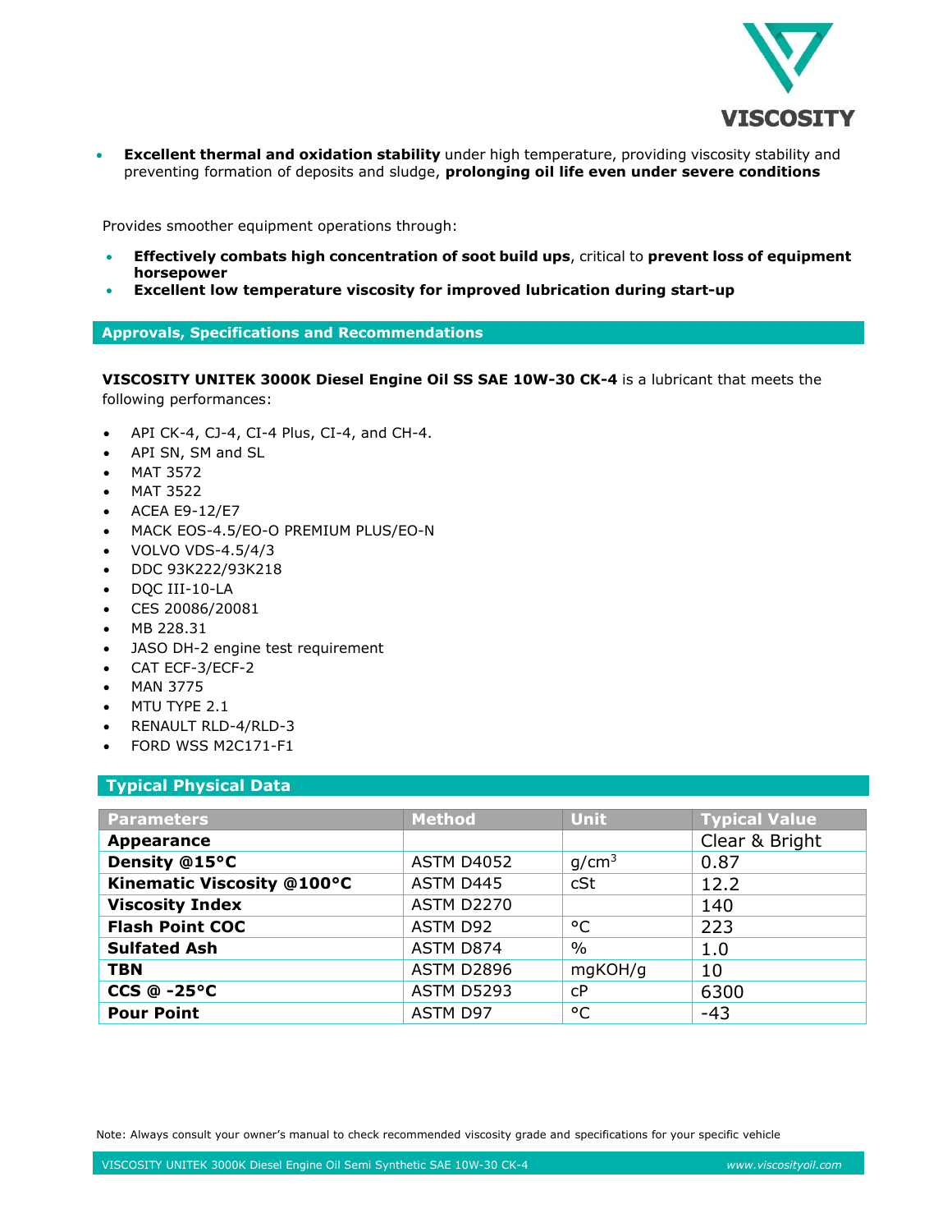- **Excellent thermal and oxidation stability** under high temperature, providing viscosity stability and preventing formation of deposits and sludge, **prolonging oil life even under severe conditions**

Provides smoother equipment operations through:

- **Effectively combats high concentration of soot build ups**, critical to **prevent loss of equipment horsepower**
- **Excellent low temperature viscosity for improved lubrication during start-up**

## Approvals, Specifications and Recommendations

**VISCOSITY UNITEK 3000K Diesel Engine Oil SS SAE 10W-30 CK-4** is a lubricant that meets the following performances:

- API CK-4, CJ-4, CI-4 Plus, CI-4, and CH-4.
- API SN, SM and SL
- MAT 3572
- MAT 3522
- ACEA E9-12/E7
- MACK EOS-4.5/EO-O PREMIUM PLUS/EO-N
- VOLVO VDS-4.5/4/3
- DDC 93K222/93K218
- DQC III-10-LA
- CES 20086/20081
- MB 228.31
- JASO DH-2 engine test requirement
- CAT ECF-3/ECF-2
- MAN 3775
- MTU TYPE 2.1
- RENAULT RLD-4/RLD-3
- FORD WSS M2C171-F1

## Typical Physical Data

| Parameters | Method | Unit | Typical Value |
|---|---|---|---|
| **Appearance** | | | Clear & Bright |
| **Density @15°C** | ASTM D4052 | $g/cm^3$ | 0.87 |
| **Kinematic Viscosity @100°C** | ASTM D445 | cSt | 12.2 |
| **Viscosity Index** | ASTM D2270 | | 140 |
| **Flash Point COC** | ASTM D92 | °C | 223 |
| **Sulfated Ash** | ASTM D874 | % | 1.0 |
| **TBN** | ASTM D2896 | mgKOH/g | 10 |
| **CCS @ -25°C** | ASTM D5293 | cP | 6300 |
| **Pour Point** | ASTM D97 | °C | -43 |

Note: Always consult your owner's manual to check recommended viscosity grade and specifications for your specific vehicle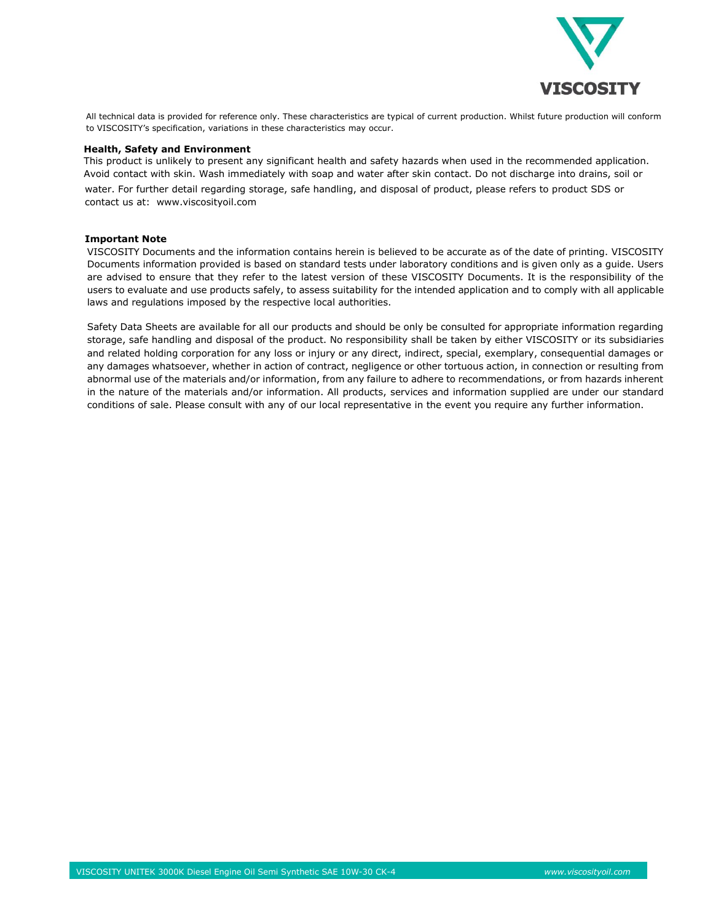All technical data is provided for reference only. These characteristics are typical of current production. Whilst future production will conform to VISCOSITY's specification, variations in these characteristics may occur.

**Health, Safety and Environment**

This product is unlikely to present any significant health and safety hazards when used in the recommended application. Avoid contact with skin. Wash immediately with soap and water after skin contact. Do not discharge into drains, soil or water. For further detail regarding storage, safe handling, and disposal of product, please refers to product SDS or contact us at: www.viscosityoil.com

**Important Note**

VISCOSITY Documents and the information contains herein is believed to be accurate as of the date of printing. VISCOSITY Documents information provided is based on standard tests under laboratory conditions and is given only as a guide. Users are advised to ensure that they refer to the latest version of these VISCOSITY Documents. It is the responsibility of the users to evaluate and use products safely, to assess suitability for the intended application and to comply with all applicable laws and regulations imposed by the respective local authorities.

Safety Data Sheets are available for all our products and should be only be consulted for appropriate information regarding storage, safe handling and disposal of the product. No responsibility shall be taken by either VISCOSITY or its subsidiaries and related holding corporation for any loss or injury or any direct, indirect, special, exemplary, consequential damages or any damages whatsoever, whether in action of contract, negligence or other tortuous action, in connection or resulting from abnormal use of the materials and/or information, from any failure to adhere to recommendations, or from hazards inherent in the nature of the materials and/or information. All products, services and information supplied are under our standard conditions of sale. Please consult with any of our local representative in the event you require any further information.